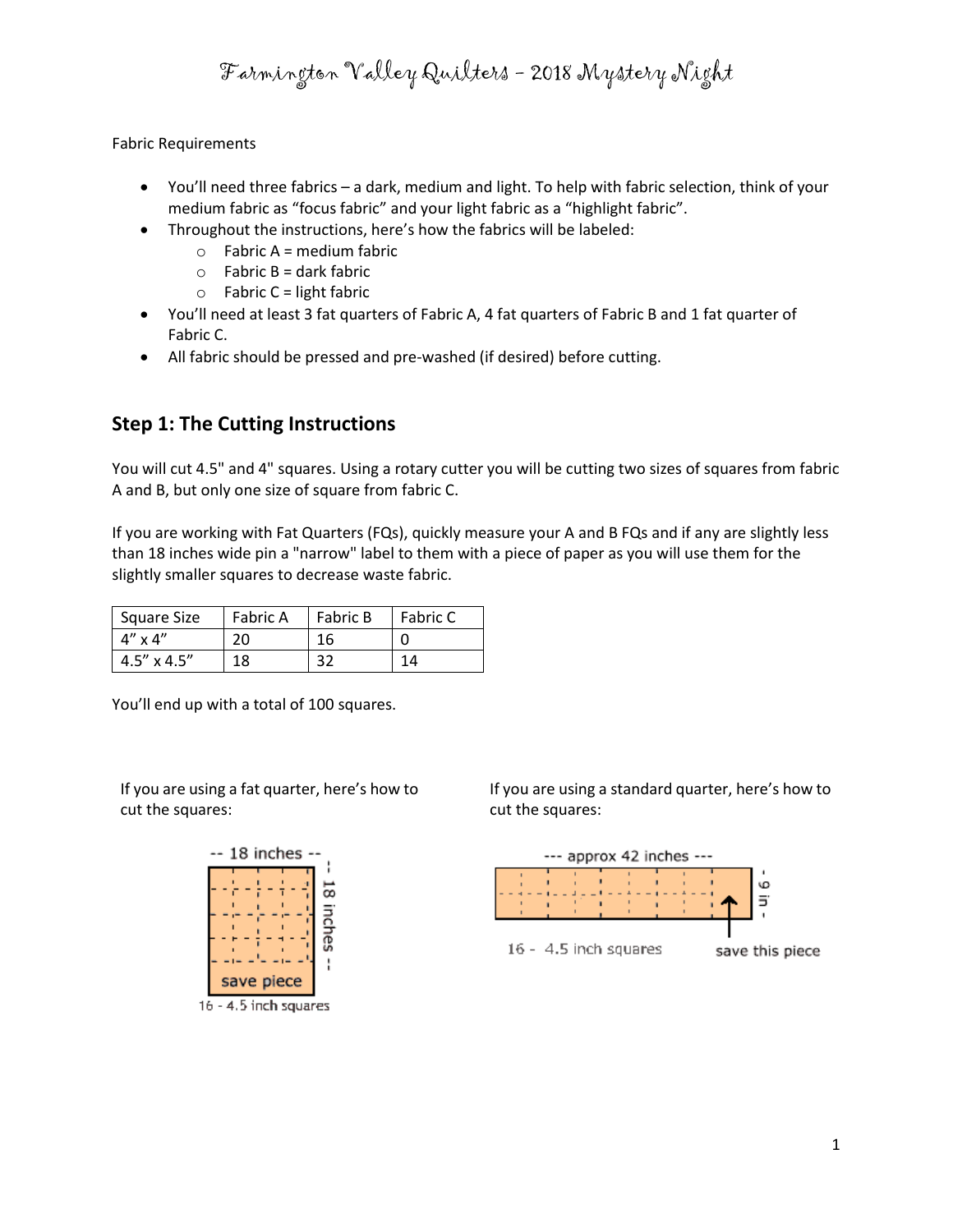# Farmington Valley Quilters - 2018 Mystery Night

Fabric Requirements

- You'll need three fabrics – a dark, medium and light. To help with fabric selection, think of your medium fabric as "focus fabric" and your light fabric as a "highlight fabric".
- Throughout the instructions, here's how the fabrics will be labeled:
  - Fabric A = medium fabric
  - Fabric B = dark fabric
  - Fabric C = light fabric
- You'll need at least 3 fat quarters of Fabric A, 4 fat quarters of Fabric B and 1 fat quarter of Fabric C.
- All fabric should be pressed and pre-washed (if desired) before cutting.

## Step 1: The Cutting Instructions

You will cut 4.5" and 4" squares. Using a rotary cutter you will be cutting two sizes of squares from fabric A and B, but only one size of square from fabric C.

If you are working with Fat Quarters (FQs), quickly measure your A and B FQs and if any are slightly less than 18 inches wide pin a "narrow" label to them with a piece of paper as you will use them for the slightly smaller squares to decrease waste fabric.

| Square Size | Fabric A | Fabric B | Fabric C |
|---|---|---|---|
| 4" x 4" | 20 | 16 | 0 |
| 4.5" x 4.5" | 18 | 32 | 14 |

You'll end up with a total of 100 squares.

If you are using a fat quarter, here's how to cut the squares:

-- 18 inches --

-- 18 inches --

save piece

16 - 4.5 inch squares

If you are using a standard quarter, here's how to cut the squares:

--- approx 42 inches ---

- 9 in -

16 - 4.5 inch squares

save this piece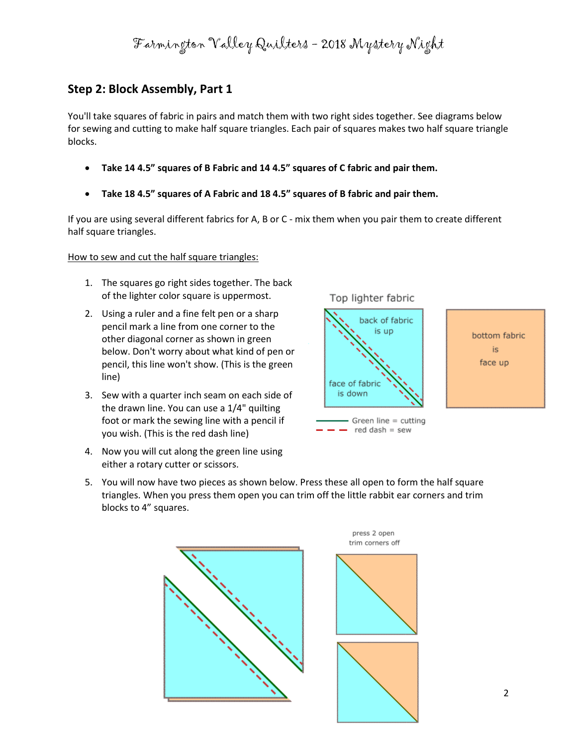## Step 2: Block Assembly, Part 1

You'll take squares of fabric in pairs and match them with two right sides together. See diagrams below for sewing and cutting to make half square triangles. Each pair of squares makes two half square triangle blocks.

- **Take 14 4.5" squares of B Fabric and 14 4.5" squares of C fabric and pair them.**
- **Take 18 4.5" squares of A Fabric and 18 4.5" squares of B fabric and pair them.**

If you are using several different fabrics for A, B or C - mix them when you pair them to create different half square triangles.

How to sew and cut the half square triangles:

1. The squares go right sides together. The back of the lighter color square is uppermost.
2. Using a ruler and a fine felt pen or a sharp pencil mark a line from one corner to the other diagonal corner as shown in green below. Don't worry about what kind of pen or pencil, this line won't show. (This is the green line)
3. Sew with a quarter inch seam on each side of the drawn line. You can use a 1/4" quilting foot or mark the sewing line with a pencil if you wish. (This is the red dash line)
4. Now you will cut along the green line using either a rotary cutter or scissors.
5. You will now have two pieces as shown below. Press these all open to form the half square triangles. When you press them open you can trim off the little rabbit ear corners and trim blocks to 4" squares.

Top lighter fabric

back of fabric is up

face of fabric is down

bottom fabric is face up

Green line = cutting
red dash = sew

press 2 open
trim corners off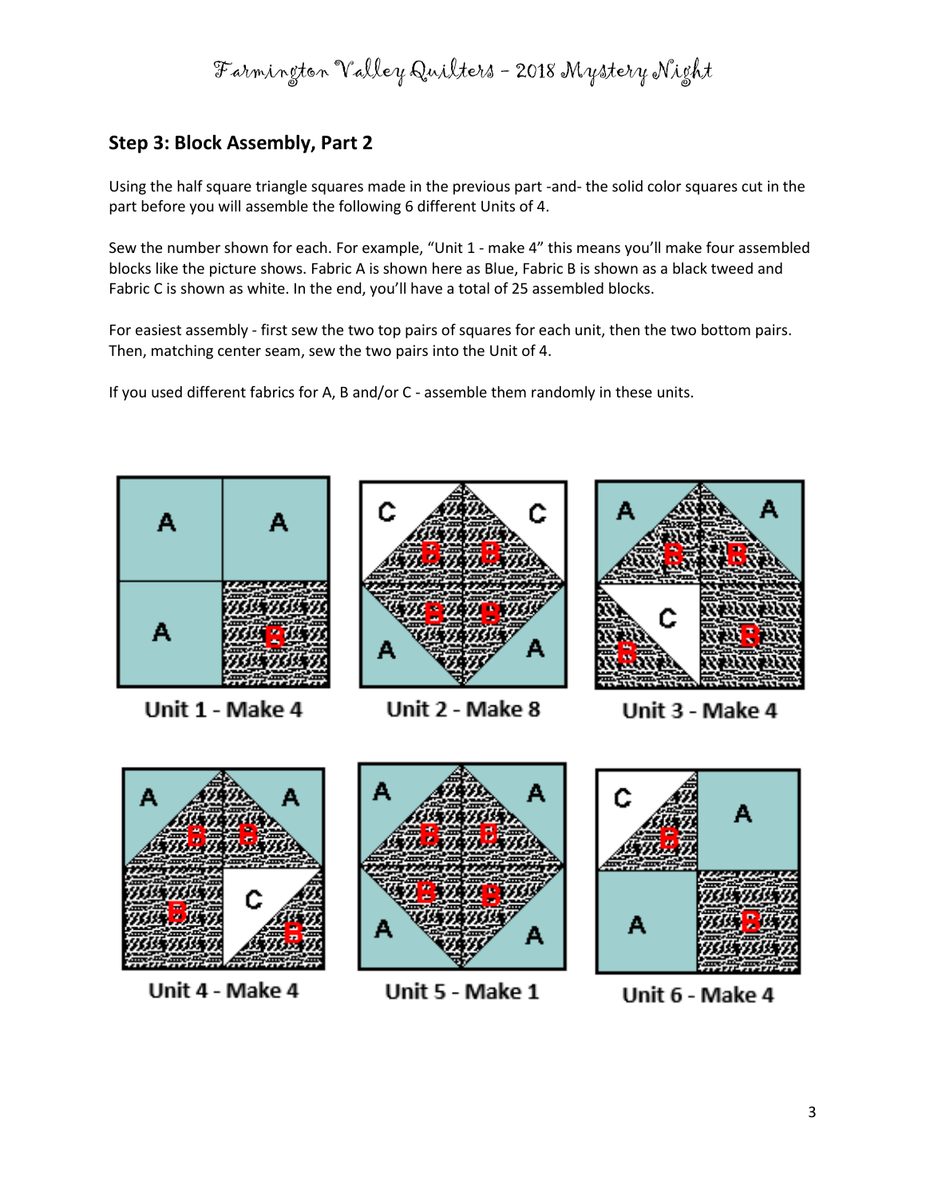## Step 3: Block Assembly, Part 2

Using the half square triangle squares made in the previous part -and- the solid color squares cut in the part before you will assemble the following 6 different Units of 4.

Sew the number shown for each. For example, "Unit 1 - make 4" this means you'll make four assembled blocks like the picture shows. Fabric A is shown here as Blue, Fabric B is shown as a black tweed and Fabric C is shown as white. In the end, you'll have a total of 25 assembled blocks.

For easiest assembly - first sew the two top pairs of squares for each unit, then the two bottom pairs. Then, matching center seam, sew the two pairs into the Unit of 4.

If you used different fabrics for A, B and/or C - assemble them randomly in these units.

Unit 1 - Make 4

Unit 2 - Make 8

Unit 3 - Make 4

Unit 4 - Make 4

Unit 5 - Make 1

Unit 6 - Make 4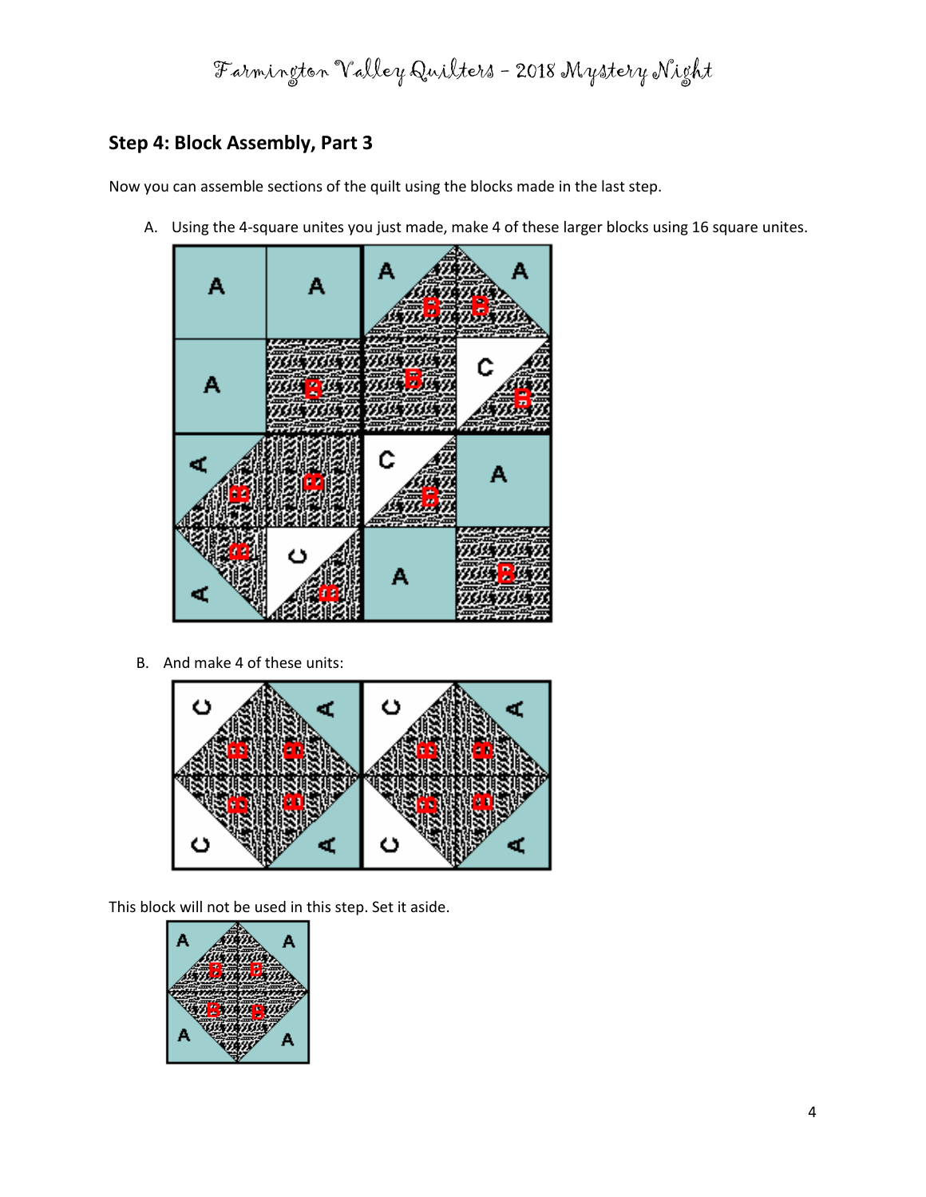## Step 4: Block Assembly, Part 3

Now you can assemble sections of the quilt using the blocks made in the last step.

A. Using the 4-square unites you just made, make 4 of these larger blocks using 16 square unites.

B. And make 4 of these units:

This block will not be used in this step. Set it aside.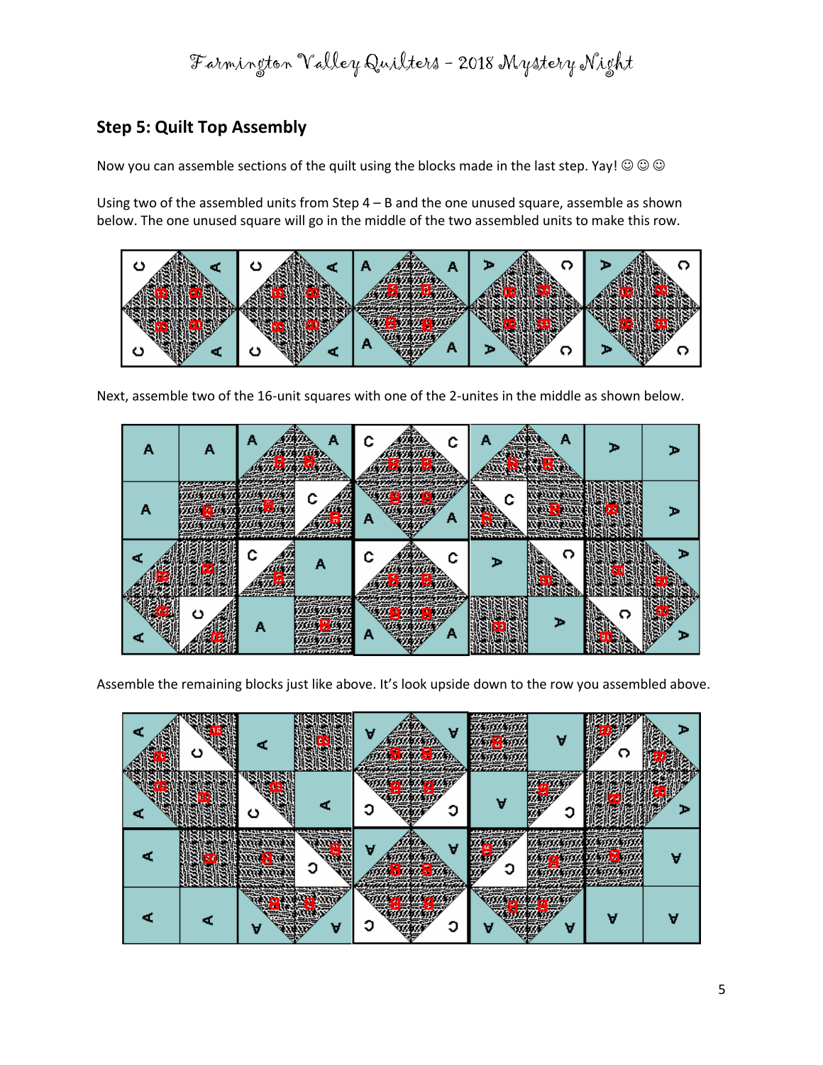## Step 5: Quilt Top Assembly

Now you can assemble sections of the quilt using the blocks made in the last step. Yay! ☺ ☺ ☺

Using two of the assembled units from Step 4 – B and the one unused square, assemble as shown below. The one unused square will go in the middle of the two assembled units to make this row.

Next, assemble two of the 16-unit squares with one of the 2-unites in the middle as shown below.

Assemble the remaining blocks just like above. It's look upside down to the row you assembled above.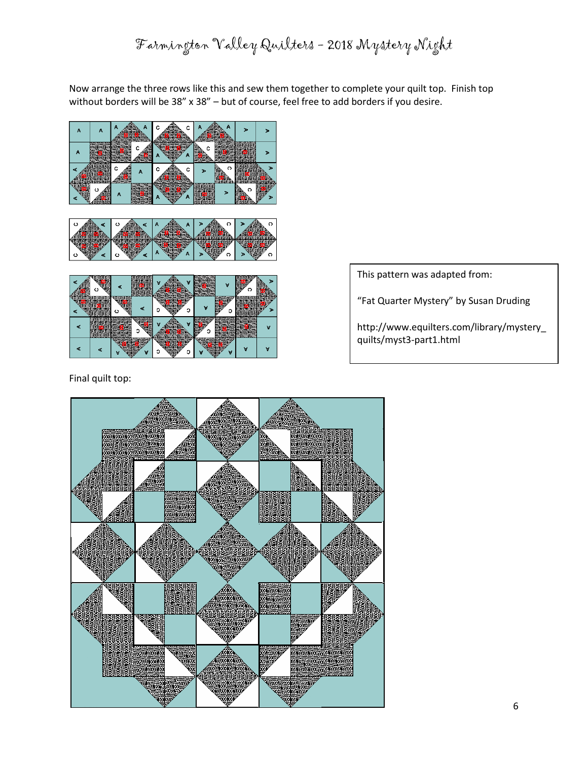Now arrange the three rows like this and sew them together to complete your quilt top. Finish top without borders will be 38" x 38" – but of course, feel free to add borders if you desire.

This pattern was adapted from:

"Fat Quarter Mystery" by Susan Druding

http://www.equilters.com/library/mystery_quilts/myst3-part1.html

Final quilt top: